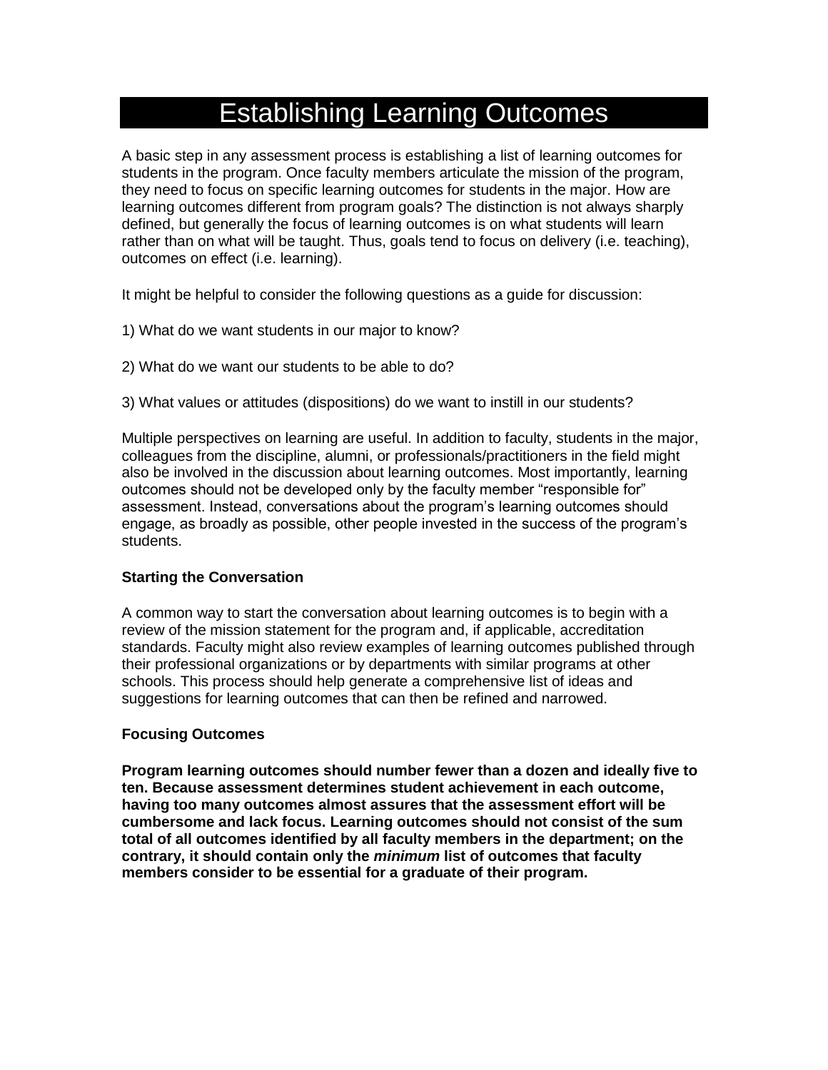# Establishing Learning Outcomes

A basic step in any assessment process is establishing a list of learning outcomes for students in the program. Once faculty members articulate the mission of the program, they need to focus on specific learning outcomes for students in the major. How are learning outcomes different from program goals? The distinction is not always sharply defined, but generally the focus of learning outcomes is on what students will learn rather than on what will be taught. Thus, goals tend to focus on delivery (i.e. teaching), outcomes on effect (i.e. learning).

It might be helpful to consider the following questions as a guide for discussion:

1) What do we want students in our major to know?

2) What do we want our students to be able to do?

3) What values or attitudes (dispositions) do we want to instill in our students?

Multiple perspectives on learning are useful. In addition to faculty, students in the major, colleagues from the discipline, alumni, or professionals/practitioners in the field might also be involved in the discussion about learning outcomes. Most importantly, learning outcomes should not be developed only by the faculty member "responsible for" assessment. Instead, conversations about the program's learning outcomes should engage, as broadly as possible, other people invested in the success of the program's students.

**Starting the Conversation**

A common way to start the conversation about learning outcomes is to begin with a review of the mission statement for the program and, if applicable, accreditation standards. Faculty might also review examples of learning outcomes published through their professional organizations or by departments with similar programs at other schools. This process should help generate a comprehensive list of ideas and suggestions for learning outcomes that can then be refined and narrowed.

**Focusing Outcomes**

**Program learning outcomes should number fewer than a dozen and ideally five to ten. Because assessment determines student achievement in each outcome, having too many outcomes almost assures that the assessment effort will be cumbersome and lack focus. Learning outcomes should not consist of the sum total of all outcomes identified by all faculty members in the department; on the contrary, it should contain only the *minimum* list of outcomes that faculty members consider to be essential for a graduate of their program.**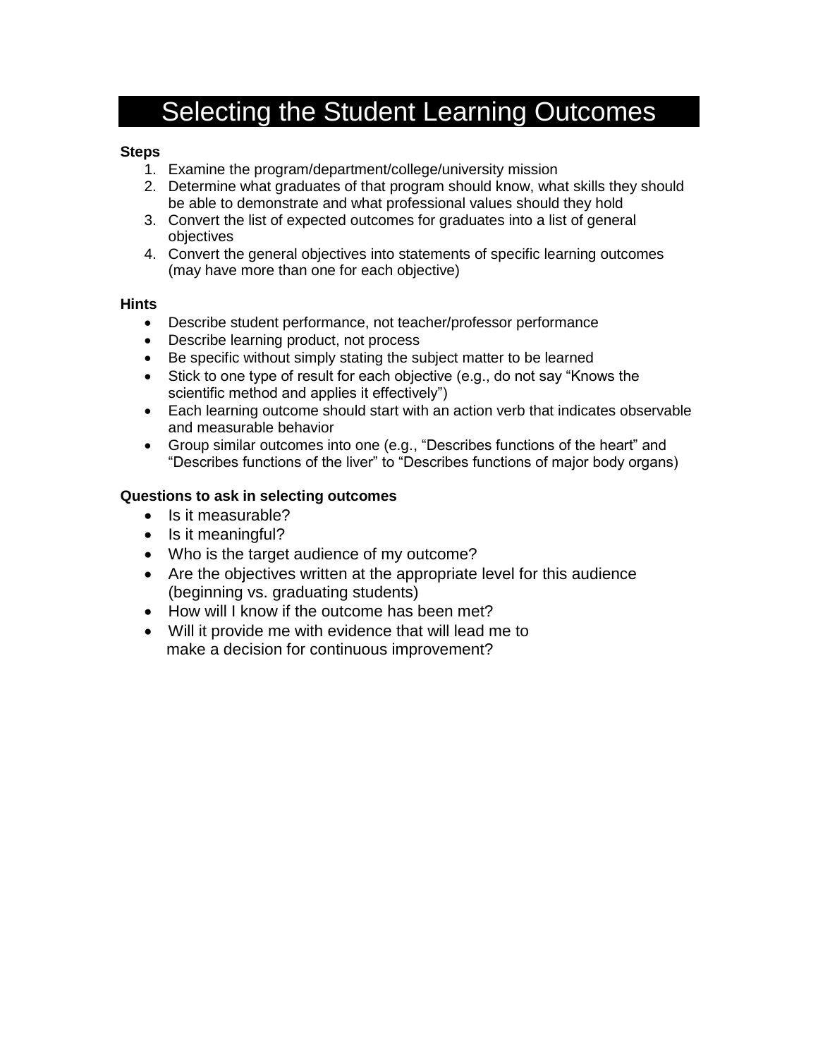# Selecting the Student Learning Outcomes

**Steps**

1. Examine the program/department/college/university mission
2. Determine what graduates of that program should know, what skills they should be able to demonstrate and what professional values should they hold
3. Convert the list of expected outcomes for graduates into a list of general objectives
4. Convert the general objectives into statements of specific learning outcomes (may have more than one for each objective)

**Hints**

- Describe student performance, not teacher/professor performance
- Describe learning product, not process
- Be specific without simply stating the subject matter to be learned
- Stick to one type of result for each objective (e.g., do not say "Knows the scientific method and applies it effectively")
- Each learning outcome should start with an action verb that indicates observable and measurable behavior
- Group similar outcomes into one (e.g., "Describes functions of the heart" and "Describes functions of the liver" to "Describes functions of major body organs)

**Questions to ask in selecting outcomes**

- Is it measurable?
- Is it meaningful?
- Who is the target audience of my outcome?
- Are the objectives written at the appropriate level for this audience (beginning vs. graduating students)
- How will I know if the outcome has been met?
- Will it provide me with evidence that will lead me to make a decision for continuous improvement?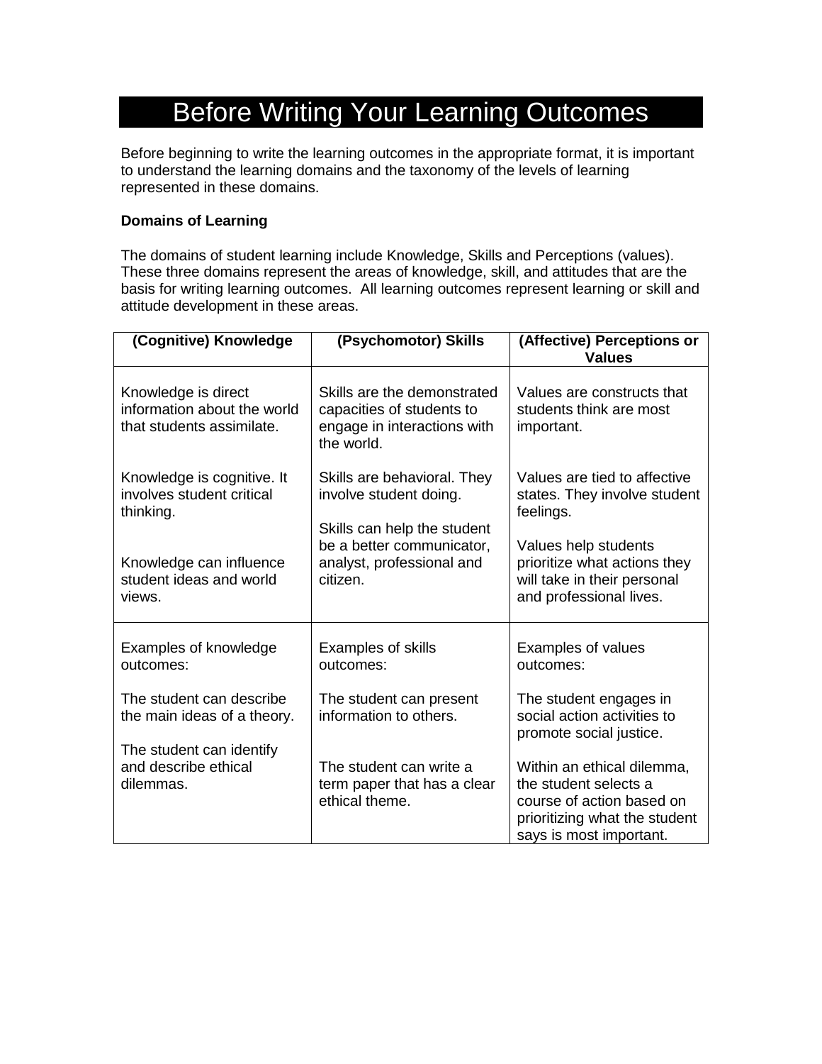# Before Writing Your Learning Outcomes

Before beginning to write the learning outcomes in the appropriate format, it is important to understand the learning domains and the taxonomy of the levels of learning represented in these domains.

**Domains of Learning**

The domains of student learning include Knowledge, Skills and Perceptions (values). These three domains represent the areas of knowledge, skill, and attitudes that are the basis for writing learning outcomes. All learning outcomes represent learning or skill and attitude development in these areas.

| (Cognitive) Knowledge | (Psychomotor) Skills | (Affective) Perceptions or Values |
|---|---|---|
| Knowledge is direct information about the world that students assimilate.<br><br>Knowledge is cognitive. It involves student critical thinking.<br><br>Knowledge can influence student ideas and world views. | Skills are the demonstrated capacities of students to engage in interactions with the world.<br><br>Skills are behavioral. They involve student doing.<br><br>Skills can help the student be a better communicator, analyst, professional and citizen. | Values are constructs that students think are most important.<br><br>Values are tied to affective states. They involve student feelings.<br><br>Values help students prioritize what actions they will take in their personal and professional lives. |
| Examples of knowledge outcomes:<br><br>The student can describe the main ideas of a theory.<br><br>The student can identify and describe ethical dilemmas. | Examples of skills outcomes:<br><br>The student can present information to others.<br><br>The student can write a term paper that has a clear ethical theme. | Examples of values outcomes:<br><br>The student engages in social action activities to promote social justice.<br><br>Within an ethical dilemma, the student selects a course of action based on prioritizing what the student says is most important. |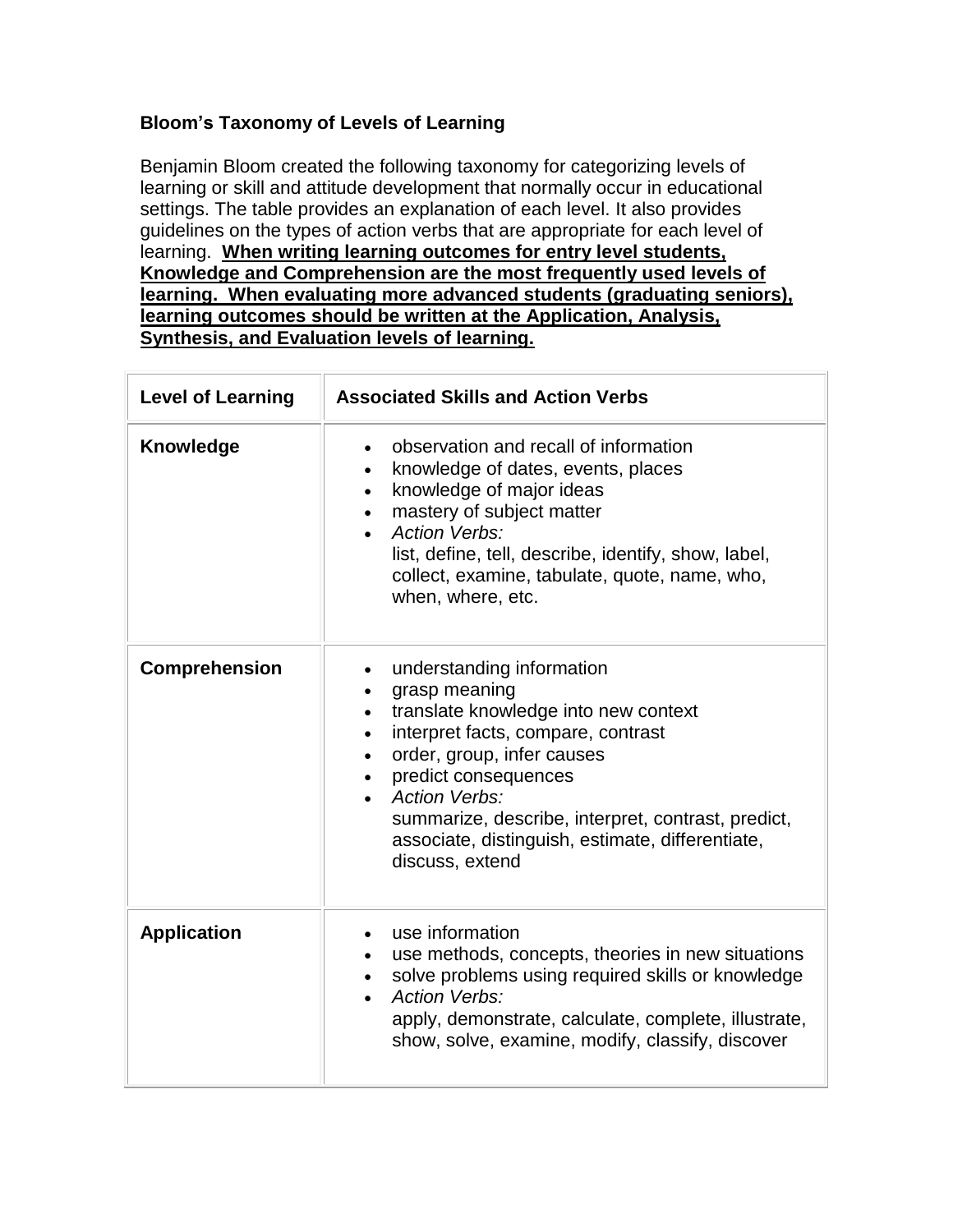**Bloom's Taxonomy of Levels of Learning**

Benjamin Bloom created the following taxonomy for categorizing levels of learning or skill and attitude development that normally occur in educational settings. The table provides an explanation of each level. It also provides guidelines on the types of action verbs that are appropriate for each level of learning. **<u>When writing learning outcomes for entry level students, Knowledge and Comprehension are the most frequently used levels of learning. When evaluating more advanced students (graduating seniors), learning outcomes should be written at the Application, Analysis, Synthesis, and Evaluation levels of learning.</u>**

| Level of Learning | Associated Skills and Action Verbs |
|---|---|
| **Knowledge** | • observation and recall of information<br>• knowledge of dates, events, places<br>• knowledge of major ideas<br>• mastery of subject matter<br>• *Action Verbs:*<br>list, define, tell, describe, identify, show, label, collect, examine, tabulate, quote, name, who, when, where, etc. |
| **Comprehension** | • understanding information<br>• grasp meaning<br>• translate knowledge into new context<br>• interpret facts, compare, contrast<br>• order, group, infer causes<br>• predict consequences<br>• *Action Verbs:*<br>summarize, describe, interpret, contrast, predict, associate, distinguish, estimate, differentiate, discuss, extend |
| **Application** | • use information<br>• use methods, concepts, theories in new situations<br>• solve problems using required skills or knowledge<br>• *Action Verbs:*<br>apply, demonstrate, calculate, complete, illustrate, show, solve, examine, modify, classify, discover |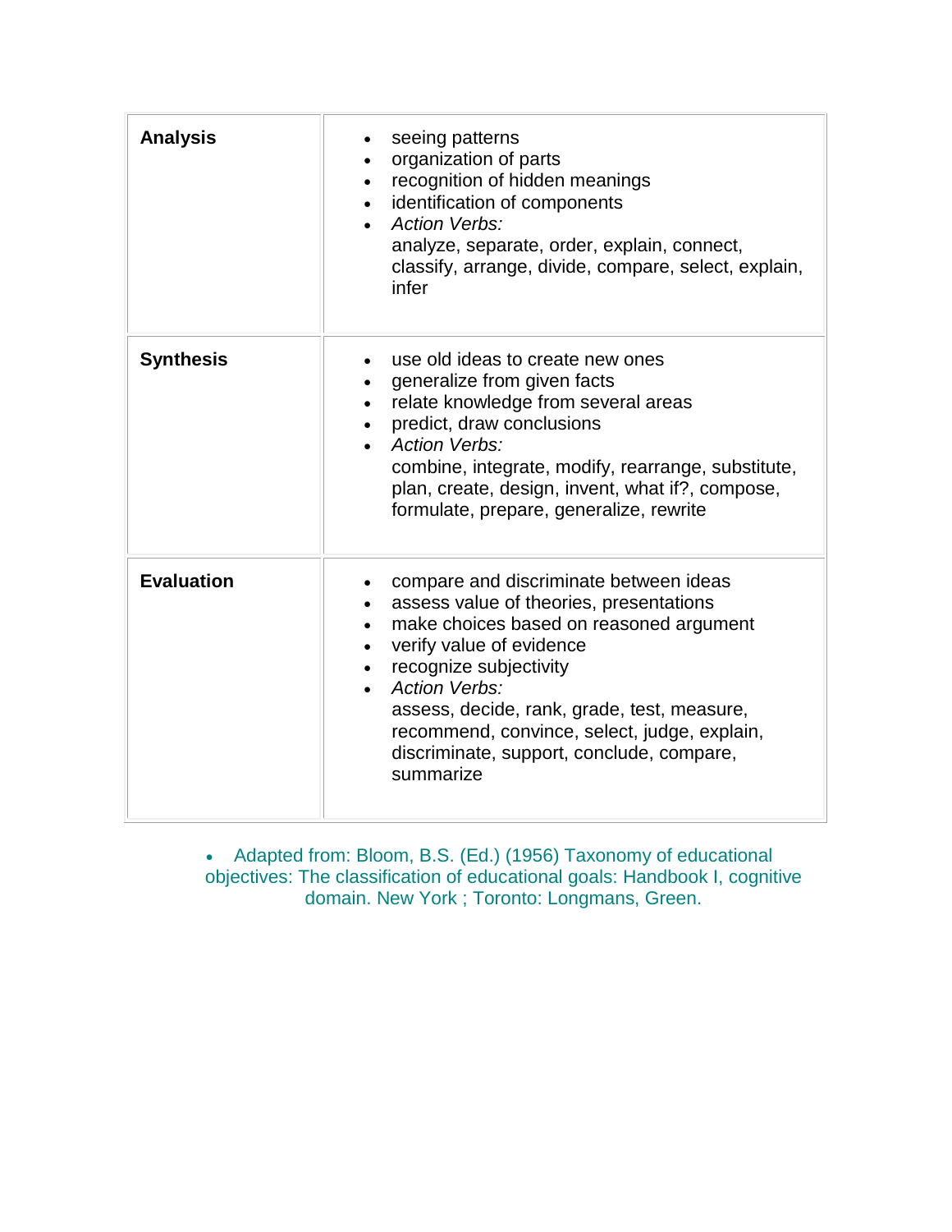| | |
|---|---|
| **Analysis** | • seeing patterns<br>• organization of parts<br>• recognition of hidden meanings<br>• identification of components<br>• *Action Verbs:*<br>analyze, separate, order, explain, connect, classify, arrange, divide, compare, select, explain, infer |
| **Synthesis** | • use old ideas to create new ones<br>• generalize from given facts<br>• relate knowledge from several areas<br>• predict, draw conclusions<br>• *Action Verbs:*<br>combine, integrate, modify, rearrange, substitute, plan, create, design, invent, what if?, compose, formulate, prepare, generalize, rewrite |
| **Evaluation** | • compare and discriminate between ideas<br>• assess value of theories, presentations<br>• make choices based on reasoned argument<br>• verify value of evidence<br>• recognize subjectivity<br>• *Action Verbs:*<br>assess, decide, rank, grade, test, measure, recommend, convince, select, judge, explain, discriminate, support, conclude, compare, summarize |

- Adapted from: Bloom, B.S. (Ed.) (1956) Taxonomy of educational objectives: The classification of educational goals: Handbook I, cognitive domain. New York ; Toronto: Longmans, Green.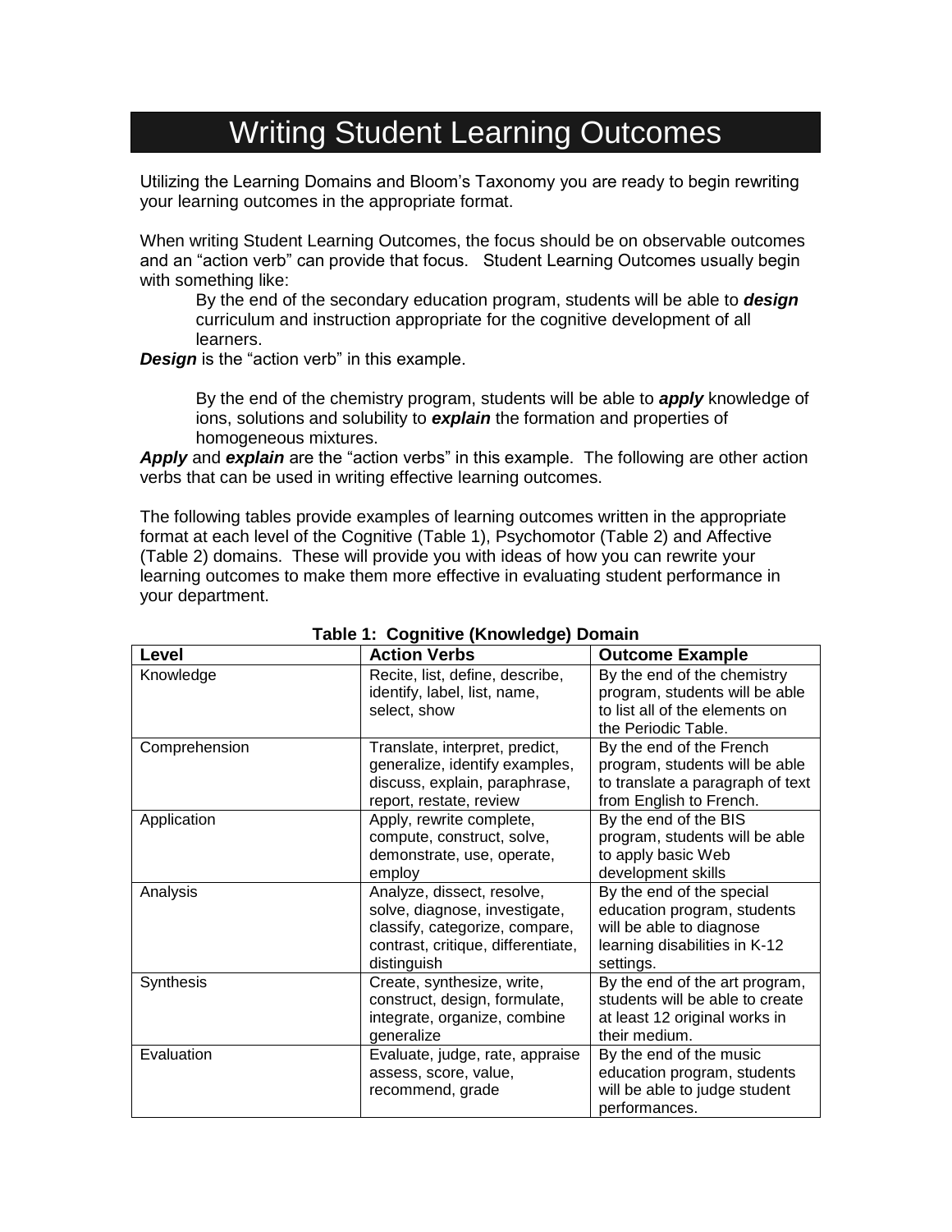# Writing Student Learning Outcomes

Utilizing the Learning Domains and Bloom's Taxonomy you are ready to begin rewriting your learning outcomes in the appropriate format.

When writing Student Learning Outcomes, the focus should be on observable outcomes and an "action verb" can provide that focus. Student Learning Outcomes usually begin with something like:

> By the end of the secondary education program, students will be able to ***design*** curriculum and instruction appropriate for the cognitive development of all learners.

***Design*** is the "action verb" in this example.

> By the end of the chemistry program, students will be able to ***apply*** knowledge of ions, solutions and solubility to ***explain*** the formation and properties of homogeneous mixtures.

***Apply*** and ***explain*** are the "action verbs" in this example. The following are other action verbs that can be used in writing effective learning outcomes.

The following tables provide examples of learning outcomes written in the appropriate format at each level of the Cognitive (Table 1), Psychomotor (Table 2) and Affective (Table 2) domains. These will provide you with ideas of how you can rewrite your learning outcomes to make them more effective in evaluating student performance in your department.

**Table 1: Cognitive (Knowledge) Domain**

| Level | Action Verbs | Outcome Example |
|---|---|---|
| Knowledge | Recite, list, define, describe, identify, label, list, name, select, show | By the end of the chemistry program, students will be able to list all of the elements on the Periodic Table. |
| Comprehension | Translate, interpret, predict, generalize, identify examples, discuss, explain, paraphrase, report, restate, review | By the end of the French program, students will be able to translate a paragraph of text from English to French. |
| Application | Apply, rewrite complete, compute, construct, solve, demonstrate, use, operate, employ | By the end of the BIS program, students will be able to apply basic Web development skills |
| Analysis | Analyze, dissect, resolve, solve, diagnose, investigate, classify, categorize, compare, contrast, critique, differentiate, distinguish | By the end of the special education program, students will be able to diagnose learning disabilities in K-12 settings. |
| Synthesis | Create, synthesize, write, construct, design, formulate, integrate, organize, combine generalize | By the end of the art program, students will be able to create at least 12 original works in their medium. |
| Evaluation | Evaluate, judge, rate, appraise assess, score, value, recommend, grade | By the end of the music education program, students will be able to judge student performances. |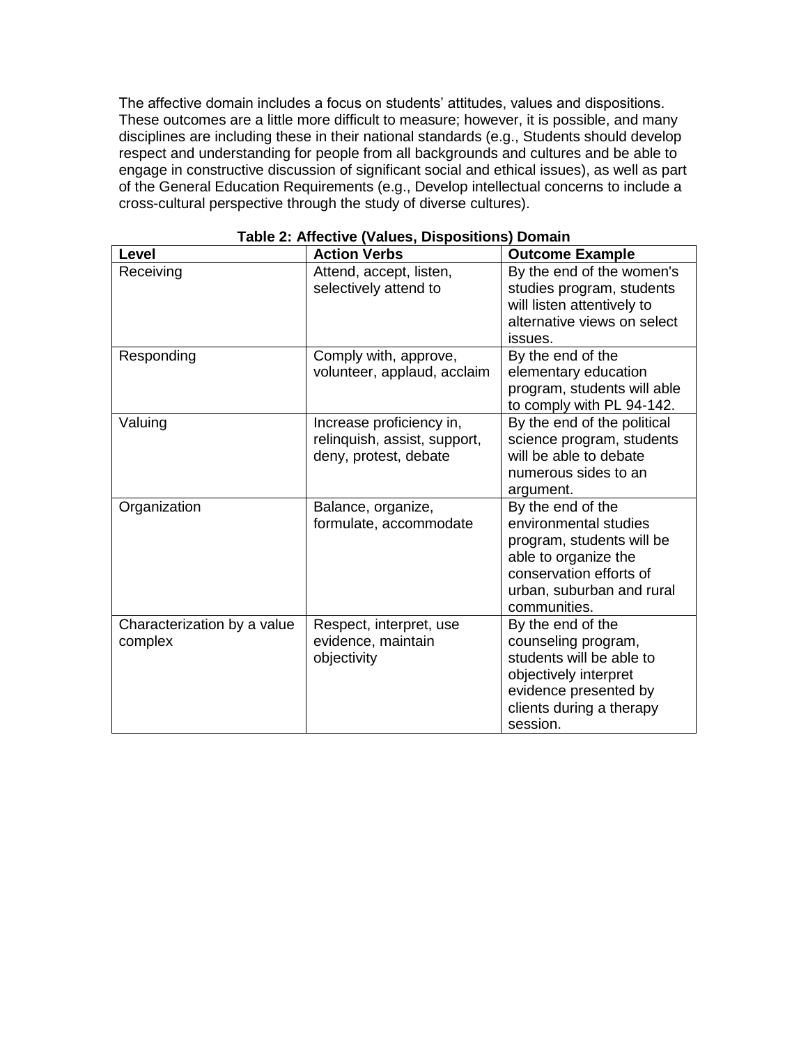The affective domain includes a focus on students' attitudes, values and dispositions. These outcomes are a little more difficult to measure; however, it is possible, and many disciplines are including these in their national standards (e.g., Students should develop respect and understanding for people from all backgrounds and cultures and be able to engage in constructive discussion of significant social and ethical issues), as well as part of the General Education Requirements (e.g., Develop intellectual concerns to include a cross-cultural perspective through the study of diverse cultures).

**Table 2: Affective (Values, Dispositions) Domain**

| Level | Action Verbs | Outcome Example |
|---|---|---|
| Receiving | Attend, accept, listen, selectively attend to | By the end of the women's studies program, students will listen attentively to alternative views on select issues. |
| Responding | Comply with, approve, volunteer, applaud, acclaim | By the end of the elementary education program, students will able to comply with PL 94-142. |
| Valuing | Increase proficiency in, relinquish, assist, support, deny, protest, debate | By the end of the political science program, students will be able to debate numerous sides to an argument. |
| Organization | Balance, organize, formulate, accommodate | By the end of the environmental studies program, students will be able to organize the conservation efforts of urban, suburban and rural communities. |
| Characterization by a value complex | Respect, interpret, use evidence, maintain objectivity | By the end of the counseling program, students will be able to objectively interpret evidence presented by clients during a therapy session. |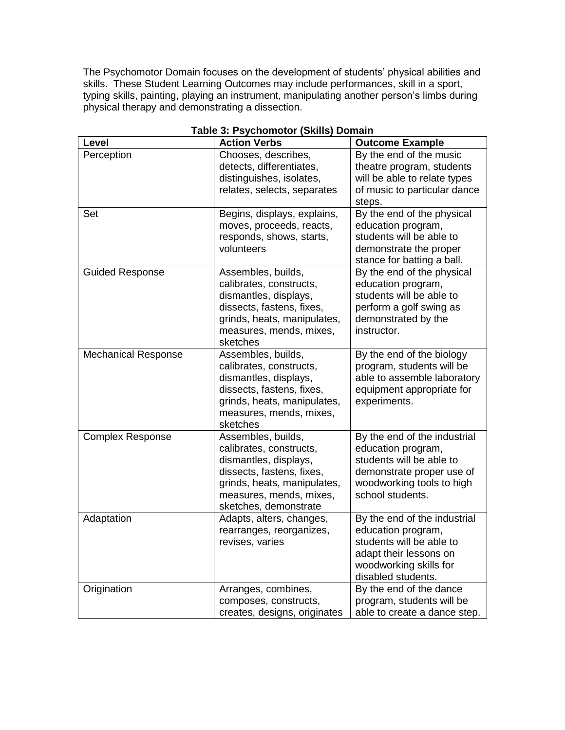The Psychomotor Domain focuses on the development of students' physical abilities and skills. These Student Learning Outcomes may include performances, skill in a sport, typing skills, painting, playing an instrument, manipulating another person's limbs during physical therapy and demonstrating a dissection.

**Table 3: Psychomotor (Skills) Domain**

| Level | Action Verbs | Outcome Example |
|---|---|---|
| Perception | Chooses, describes, detects, differentiates, distinguishes, isolates, relates, selects, separates | By the end of the music theatre program, students will be able to relate types of music to particular dance steps. |
| Set | Begins, displays, explains, moves, proceeds, reacts, responds, shows, starts, volunteers | By the end of the physical education program, students will be able to demonstrate the proper stance for batting a ball. |
| Guided Response | Assembles, builds, calibrates, constructs, dismantles, displays, dissects, fastens, fixes, grinds, heats, manipulates, measures, mends, mixes, sketches | By the end of the physical education program, students will be able to perform a golf swing as demonstrated by the instructor. |
| Mechanical Response | Assembles, builds, calibrates, constructs, dismantles, displays, dissects, fastens, fixes, grinds, heats, manipulates, measures, mends, mixes, sketches | By the end of the biology program, students will be able to assemble laboratory equipment appropriate for experiments. |
| Complex Response | Assembles, builds, calibrates, constructs, dismantles, displays, dissects, fastens, fixes, grinds, heats, manipulates, measures, mends, mixes, sketches, demonstrate | By the end of the industrial education program, students will be able to demonstrate proper use of woodworking tools to high school students. |
| Adaptation | Adapts, alters, changes, rearranges, reorganizes, revises, varies | By the end of the industrial education program, students will be able to adapt their lessons on woodworking skills for disabled students. |
| Origination | Arranges, combines, composes, constructs, creates, designs, originates | By the end of the dance program, students will be able to create a dance step. |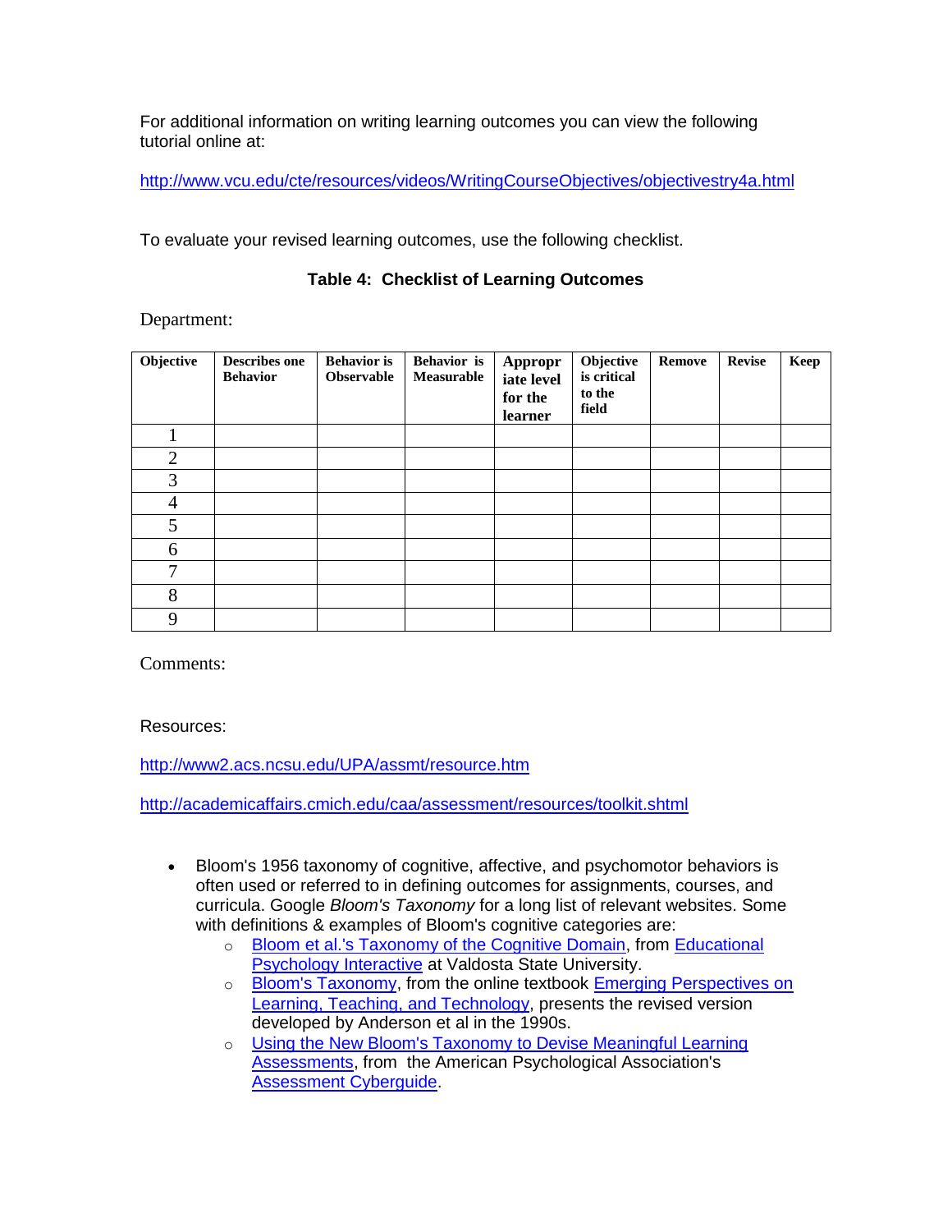For additional information on writing learning outcomes you can view the following tutorial online at:

http://www.vcu.edu/cte/resources/videos/WritingCourseObjectives/objectivestry4a.html

To evaluate your revised learning outcomes, use the following checklist.

**Table 4: Checklist of Learning Outcomes**

Department:

| Objective | Describes one Behavior | Behavior is Observable | Behavior is Measurable | Appropriate level for the learner | Objective is critical to the field | Remove | Revise | Keep |
|---|---|---|---|---|---|---|---|---|
| 1 | | | | | | | | |
| 2 | | | | | | | | |
| 3 | | | | | | | | |
| 4 | | | | | | | | |
| 5 | | | | | | | | |
| 6 | | | | | | | | |
| 7 | | | | | | | | |
| 8 | | | | | | | | |
| 9 | | | | | | | | |

Comments:

Resources:

http://www2.acs.ncsu.edu/UPA/assmt/resource.htm

http://academicaffairs.cmich.edu/caa/assessment/resources/toolkit.shtml

- Bloom's 1956 taxonomy of cognitive, affective, and psychomotor behaviors is often used or referred to in defining outcomes for assignments, courses, and curricula. Google *Bloom's Taxonomy* for a long list of relevant websites. Some with definitions & examples of Bloom's cognitive categories are:
  - Bloom et al.'s Taxonomy of the Cognitive Domain, from Educational Psychology Interactive at Valdosta State University.
  - Bloom's Taxonomy, from the online textbook Emerging Perspectives on Learning, Teaching, and Technology, presents the revised version developed by Anderson et al in the 1990s.
  - Using the New Bloom's Taxonomy to Devise Meaningful Learning Assessments, from the American Psychological Association's Assessment Cyberguide.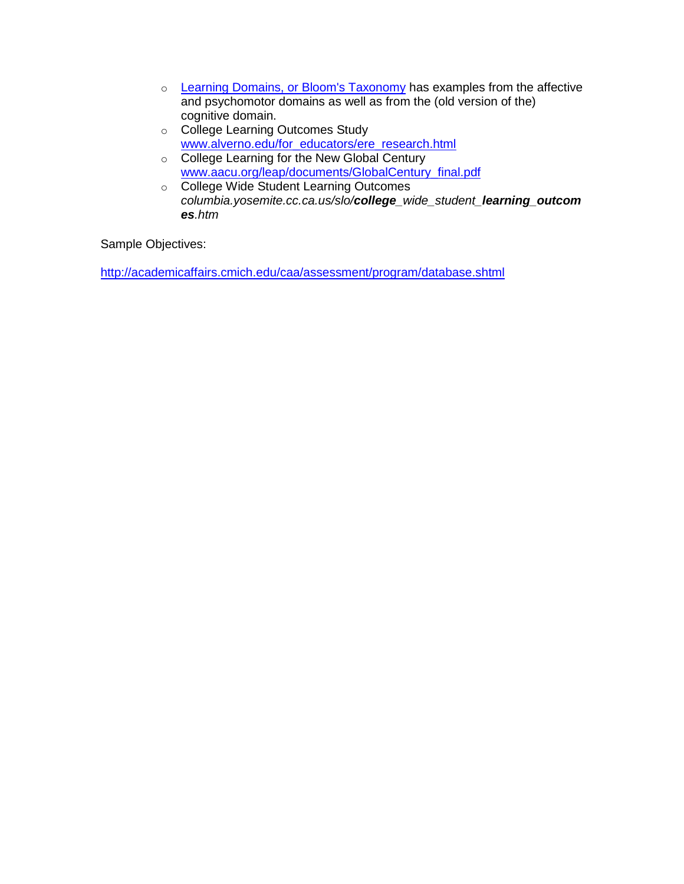- Learning Domains, or Bloom's Taxonomy has examples from the affective and psychomotor domains as well as from the (old version of the) cognitive domain.
- College Learning Outcomes Study
  www.alverno.edu/for_educators/ere_research.html
- College Learning for the New Global Century
  www.aacu.org/leap/documents/GlobalCentury_final.pdf
- College Wide Student Learning Outcomes
  *columbia.yosemite.cc.ca.us/slo/**college**_wide_student_**learning_outcomes**.htm*

Sample Objectives:

http://academicaffairs.cmich.edu/caa/assessment/program/database.shtml